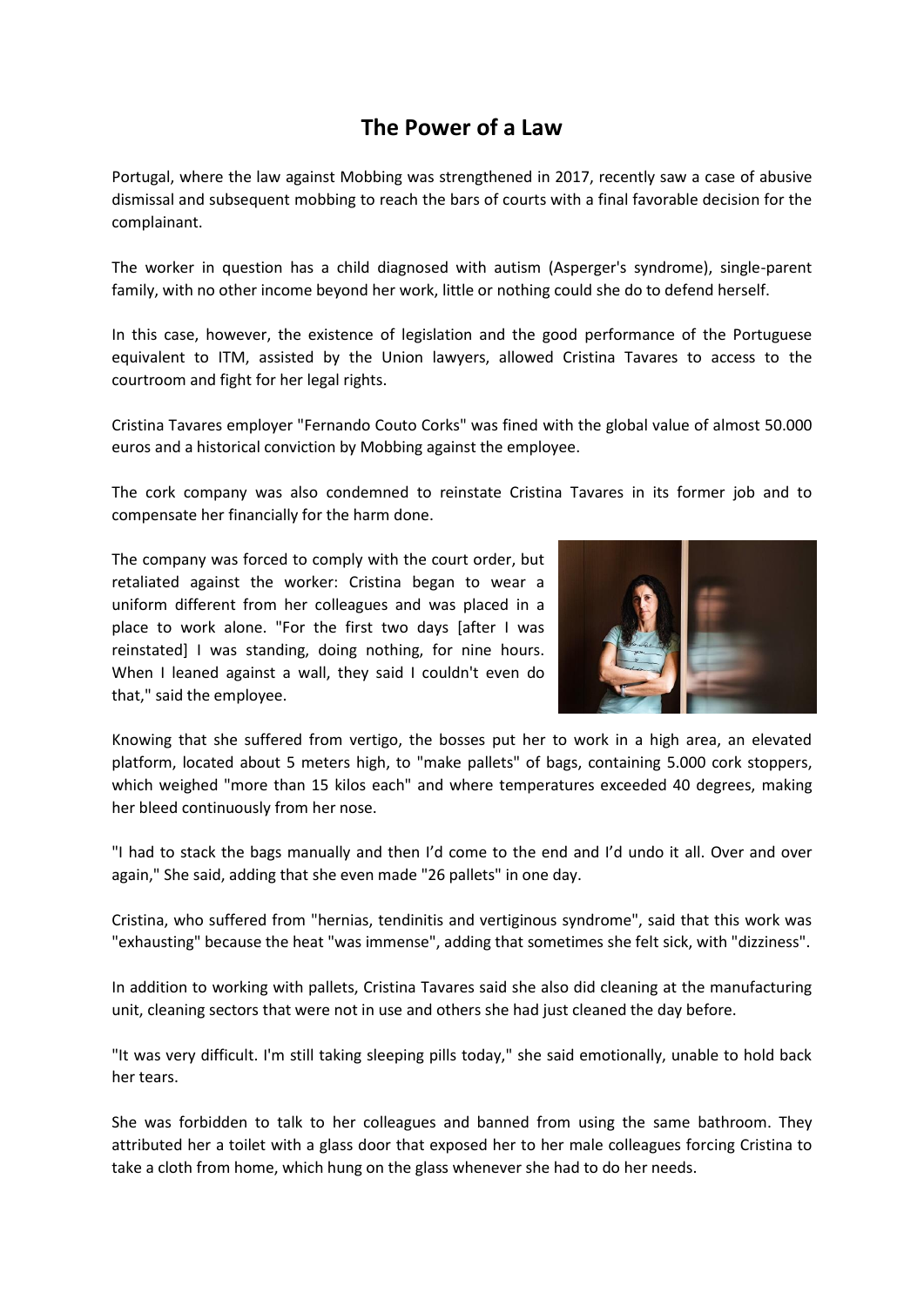# The Power of a Law

Portugal, where the law against Mobbing was strengthened in 2017, recently saw a case of abusive dismissal and subsequent mobbing to reach the bars of courts with a final favorable decision for the complainant.

The worker in question has a child diagnosed with autism (Asperger's syndrome), single-parent family, with no other income beyond her work, little or nothing could she do to defend herself.

In this case, however, the existence of legislation and the good performance of the Portuguese equivalent to ITM, assisted by the Union lawyers, allowed Cristina Tavares to access to the courtroom and fight for her legal rights.

Cristina Tavares employer "Fernando Couto Corks" was fined with the global value of almost 50.000 euros and a historical conviction by Mobbing against the employee.

The cork company was also condemned to reinstate Cristina Tavares in its former job and to compensate her financially for the harm done.

The company was forced to comply with the court order, but retaliated against the worker: Cristina began to wear a uniform different from her colleagues and was placed in a place to work alone. "For the first two days [after I was reinstated] I was standing, doing nothing, for nine hours. When I leaned against a wall, they said I couldn't even do that," said the employee.

Knowing that she suffered from vertigo, the bosses put her to work in a high area, an elevated platform, located about 5 meters high, to "make pallets" of bags, containing 5.000 cork stoppers, which weighed "more than 15 kilos each" and where temperatures exceeded 40 degrees, making her bleed continuously from her nose.

"I had to stack the bags manually and then I'd come to the end and I'd undo it all. Over and over again," She said, adding that she even made "26 pallets" in one day.

Cristina, who suffered from "hernias, tendinitis and vertiginous syndrome", said that this work was "exhausting" because the heat "was immense", adding that sometimes she felt sick, with "dizziness".

In addition to working with pallets, Cristina Tavares said she also did cleaning at the manufacturing unit, cleaning sectors that were not in use and others she had just cleaned the day before.

"It was very difficult. I'm still taking sleeping pills today," she said emotionally, unable to hold back her tears.

She was forbidden to talk to her colleagues and banned from using the same bathroom. They attributed her a toilet with a glass door that exposed her to her male colleagues forcing Cristina to take a cloth from home, which hung on the glass whenever she had to do her needs.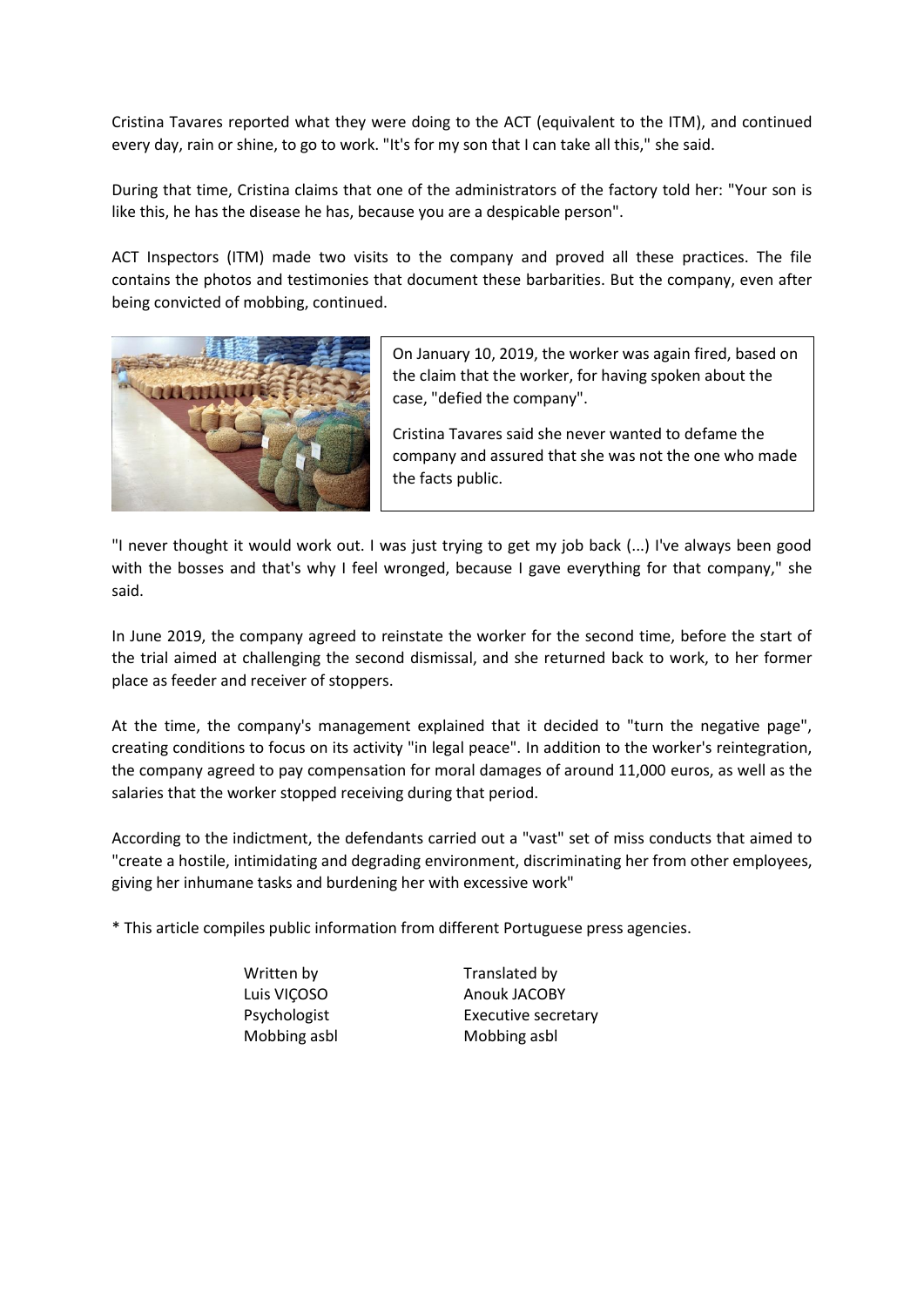Cristina Tavares reported what they were doing to the ACT (equivalent to the ITM), and continued every day, rain or shine, to go to work. "It's for my son that I can take all this," she said.

During that time, Cristina claims that one of the administrators of the factory told her: "Your son is like this, he has the disease he has, because you are a despicable person".

ACT Inspectors (ITM) made two visits to the company and proved all these practices. The file contains the photos and testimonies that document these barbarities. But the company, even after being convicted of mobbing, continued.

On January 10, 2019, the worker was again fired, based on the claim that the worker, for having spoken about the case, "defied the company".

Cristina Tavares said she never wanted to defame the company and assured that she was not the one who made the facts public.

"I never thought it would work out. I was just trying to get my job back (...) I've always been good with the bosses and that's why I feel wronged, because I gave everything for that company," she said.

In June 2019, the company agreed to reinstate the worker for the second time, before the start of the trial aimed at challenging the second dismissal, and she returned back to work, to her former place as feeder and receiver of stoppers.

At the time, the company's management explained that it decided to "turn the negative page", creating conditions to focus on its activity "in legal peace". In addition to the worker's reintegration, the company agreed to pay compensation for moral damages of around 11,000 euros, as well as the salaries that the worker stopped receiving during that period.

According to the indictment, the defendants carried out a "vast" set of miss conducts that aimed to "create a hostile, intimidating and degrading environment, discriminating her from other employees, giving her inhumane tasks and burdening her with excessive work"

* This article compiles public information from different Portuguese press agencies.

Written by
Luis VIÇOSO
Psychologist
Mobbing asbl

Translated by
Anouk JACOBY
Executive secretary
Mobbing asbl